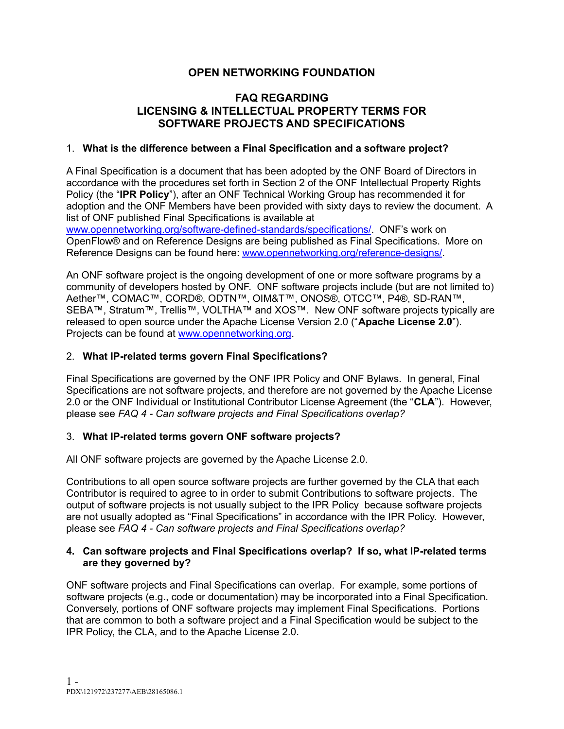# OPEN NETWORKING FOUNDATION

## FAQ REGARDING LICENSING & INTELLECTUAL PROPERTY TERMS FOR SOFTWARE PROJECTS AND SPECIFICATIONS

1. **What is the difference between a Final Specification and a software project?**

A Final Specification is a document that has been adopted by the ONF Board of Directors in accordance with the procedures set forth in Section 2 of the ONF Intellectual Property Rights Policy (the "**IPR Policy**"), after an ONF Technical Working Group has recommended it for adoption and the ONF Members have been provided with sixty days to review the document. A list of ONF published Final Specifications is available at [www.opennetworking.org/software-defined-standards/specifications/](www.opennetworking.org/software-defined-standards/specifications/). ONF's work on OpenFlow® and on Reference Designs are being published as Final Specifications. More on Reference Designs can be found here: [www.opennetworking.org/reference-designs/](www.opennetworking.org/reference-designs/).

An ONF software project is the ongoing development of one or more software programs by a community of developers hosted by ONF. ONF software projects include (but are not limited to) Aether™, COMAC™, CORD®, ODTN™, OIM&T™, ONOS®, OTCC™, P4®, SD-RAN™, SEBA™, Stratum™, Trellis™, VOLTHA™ and XOS™. New ONF software projects typically are released to open source under the Apache License Version 2.0 ("**Apache License 2.0**"). Projects can be found at [www.opennetworking.org](www.opennetworking.org).

2. **What IP-related terms govern Final Specifications?**

Final Specifications are governed by the ONF IPR Policy and ONF Bylaws. In general, Final Specifications are not software projects, and therefore are not governed by the Apache License 2.0 or the ONF Individual or Institutional Contributor License Agreement (the "**CLA**"). However, please see *FAQ 4 - Can software projects and Final Specifications overlap?*

3. **What IP-related terms govern ONF software projects?**

All ONF software projects are governed by the Apache License 2.0.

Contributions to all open source software projects are further governed by the CLA that each Contributor is required to agree to in order to submit Contributions to software projects. The output of software projects is not usually subject to the IPR Policy because software projects are not usually adopted as "Final Specifications" in accordance with the IPR Policy. However, please see *FAQ 4 - Can software projects and Final Specifications overlap?*

4. **Can software projects and Final Specifications overlap? If so, what IP-related terms are they governed by?**

ONF software projects and Final Specifications can overlap. For example, some portions of software projects (e.g., code or documentation) may be incorporated into a Final Specification. Conversely, portions of ONF software projects may implement Final Specifications. Portions that are common to both a software project and a Final Specification would be subject to the IPR Policy, the CLA, and to the Apache License 2.0.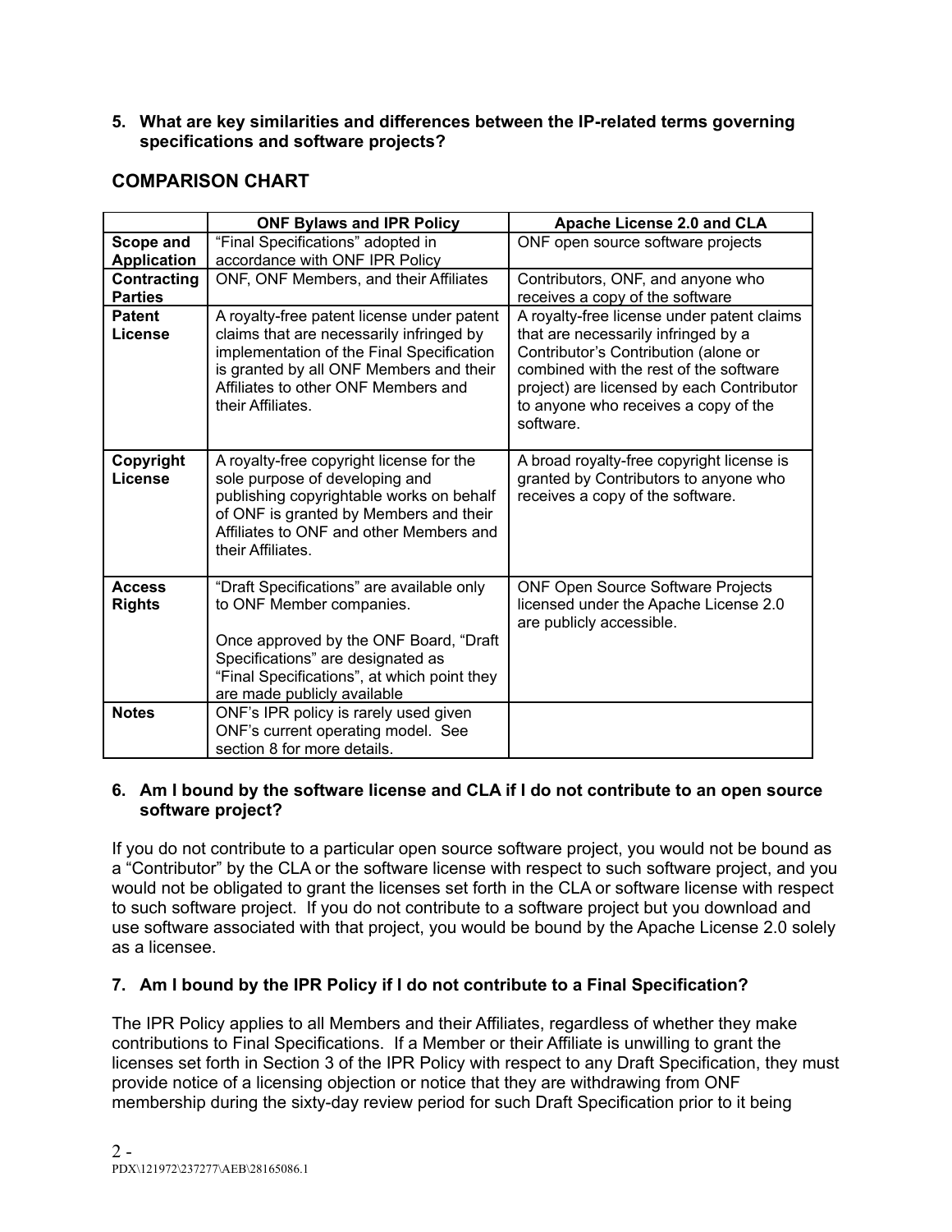**5. What are key similarities and differences between the IP-related terms governing specifications and software projects?**

## COMPARISON CHART

| | ONF Bylaws and IPR Policy | Apache License 2.0 and CLA |
|---|---|---|
| **Scope and Application** | "Final Specifications" adopted in accordance with ONF IPR Policy | ONF open source software projects |
| **Contracting Parties** | ONF, ONF Members, and their Affiliates | Contributors, ONF, and anyone who receives a copy of the software |
| **Patent License** | A royalty-free patent license under patent claims that are necessarily infringed by implementation of the Final Specification is granted by all ONF Members and their Affiliates to other ONF Members and their Affiliates. | A royalty-free license under patent claims that are necessarily infringed by a Contributor's Contribution (alone or combined with the rest of the software project) are licensed by each Contributor to anyone who receives a copy of the software. |
| **Copyright License** | A royalty-free copyright license for the sole purpose of developing and publishing copyrightable works on behalf of ONF is granted by Members and their Affiliates to ONF and other Members and their Affiliates. | A broad royalty-free copyright license is granted by Contributors to anyone who receives a copy of the software. |
| **Access Rights** | "Draft Specifications" are available only to ONF Member companies.<br><br>Once approved by the ONF Board, "Draft Specifications" are designated as "Final Specifications", at which point they are made publicly available | ONF Open Source Software Projects licensed under the Apache License 2.0 are publicly accessible. |
| **Notes** | ONF's IPR policy is rarely used given ONF's current operating model. See section 8 for more details. | |

**6. Am I bound by the software license and CLA if I do not contribute to an open source software project?**

If you do not contribute to a particular open source software project, you would not be bound as a "Contributor" by the CLA or the software license with respect to such software project, and you would not be obligated to grant the licenses set forth in the CLA or software license with respect to such software project. If you do not contribute to a software project but you download and use software associated with that project, you would be bound by the Apache License 2.0 solely as a licensee.

**7. Am I bound by the IPR Policy if I do not contribute to a Final Specification?**

The IPR Policy applies to all Members and their Affiliates, regardless of whether they make contributions to Final Specifications. If a Member or their Affiliate is unwilling to grant the licenses set forth in Section 3 of the IPR Policy with respect to any Draft Specification, they must provide notice of a licensing objection or notice that they are withdrawing from ONF membership during the sixty-day review period for such Draft Specification prior to it being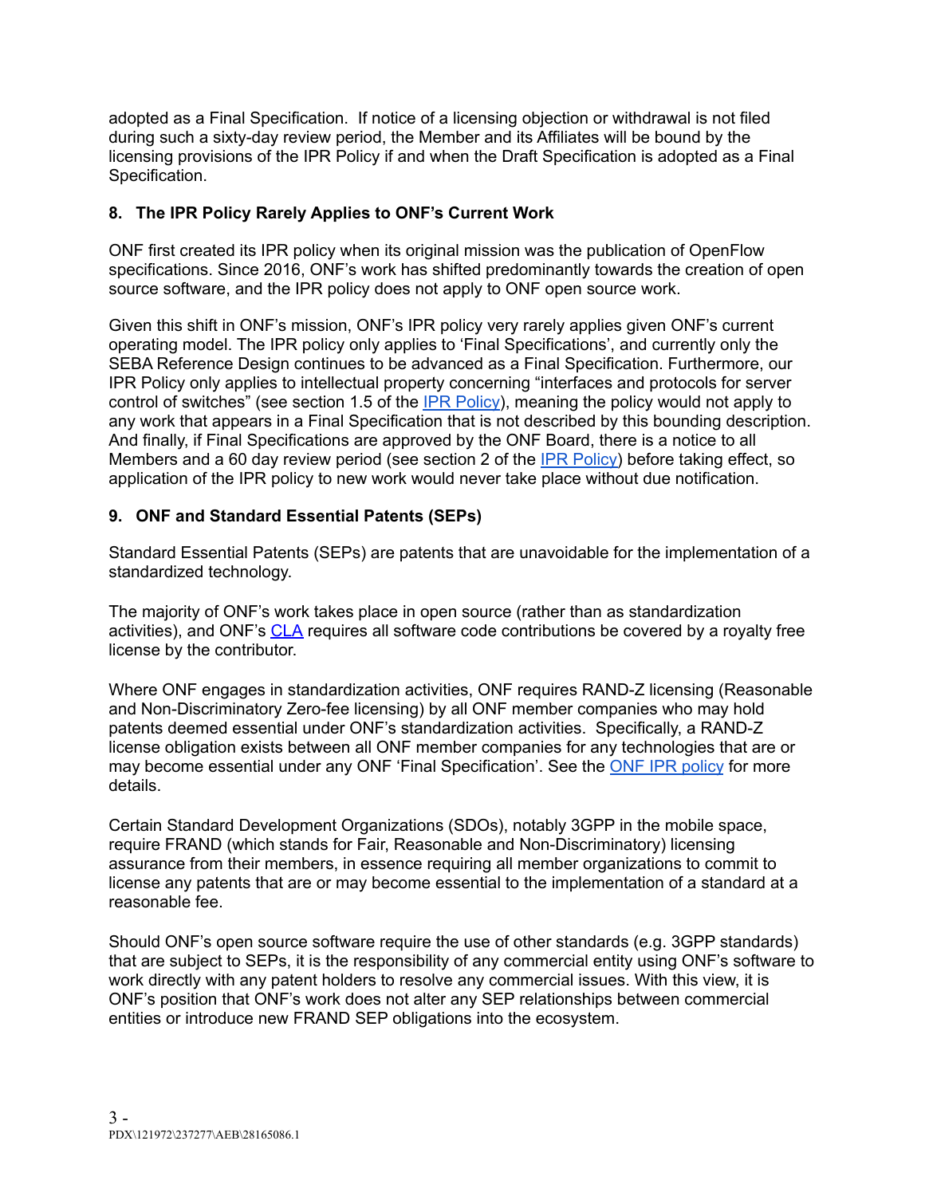adopted as a Final Specification. If notice of a licensing objection or withdrawal is not filed during such a sixty-day review period, the Member and its Affiliates will be bound by the licensing provisions of the IPR Policy if and when the Draft Specification is adopted as a Final Specification.

## 8. The IPR Policy Rarely Applies to ONF's Current Work

ONF first created its IPR policy when its original mission was the publication of OpenFlow specifications. Since 2016, ONF's work has shifted predominantly towards the creation of open source software, and the IPR policy does not apply to ONF open source work.

Given this shift in ONF's mission, ONF's IPR policy very rarely applies given ONF's current operating model. The IPR policy only applies to 'Final Specifications', and currently only the SEBA Reference Design continues to be advanced as a Final Specification. Furthermore, our IPR Policy only applies to intellectual property concerning "interfaces and protocols for server control of switches" (see section 1.5 of the IPR Policy), meaning the policy would not apply to any work that appears in a Final Specification that is not described by this bounding description. And finally, if Final Specifications are approved by the ONF Board, there is a notice to all Members and a 60 day review period (see section 2 of the IPR Policy) before taking effect, so application of the IPR policy to new work would never take place without due notification.

## 9. ONF and Standard Essential Patents (SEPs)

Standard Essential Patents (SEPs) are patents that are unavoidable for the implementation of a standardized technology.

The majority of ONF's work takes place in open source (rather than as standardization activities), and ONF's CLA requires all software code contributions be covered by a royalty free license by the contributor.

Where ONF engages in standardization activities, ONF requires RAND-Z licensing (Reasonable and Non-Discriminatory Zero-fee licensing) by all ONF member companies who may hold patents deemed essential under ONF's standardization activities. Specifically, a RAND-Z license obligation exists between all ONF member companies for any technologies that are or may become essential under any ONF 'Final Specification'. See the ONF IPR policy for more details.

Certain Standard Development Organizations (SDOs), notably 3GPP in the mobile space, require FRAND (which stands for Fair, Reasonable and Non-Discriminatory) licensing assurance from their members, in essence requiring all member organizations to commit to license any patents that are or may become essential to the implementation of a standard at a reasonable fee.

Should ONF's open source software require the use of other standards (e.g. 3GPP standards) that are subject to SEPs, it is the responsibility of any commercial entity using ONF's software to work directly with any patent holders to resolve any commercial issues. With this view, it is ONF's position that ONF's work does not alter any SEP relationships between commercial entities or introduce new FRAND SEP obligations into the ecosystem.

PDX\121972\237277\AEB\28165086.1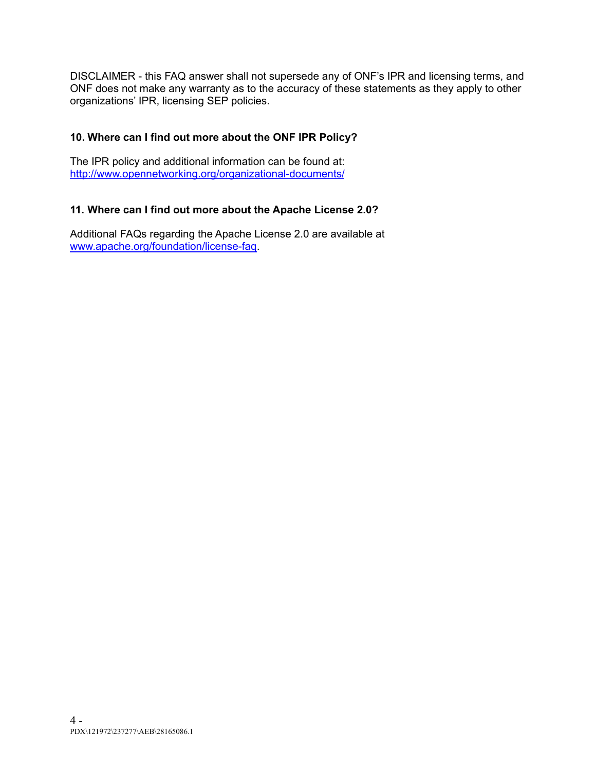DISCLAIMER - this FAQ answer shall not supersede any of ONF's IPR and licensing terms, and ONF does not make any warranty as to the accuracy of these statements as they apply to other organizations' IPR, licensing SEP policies.

### 10. Where can I find out more about the ONF IPR Policy?

The IPR policy and additional information can be found at: [http://www.opennetworking.org/organizational-documents/](http://www.opennetworking.org/organizational-documents/)

### 11. Where can I find out more about the Apache License 2.0?

Additional FAQs regarding the Apache License 2.0 are available at [www.apache.org/foundation/license-faq](http://www.apache.org/foundation/license-faq).

PDX\121972\237277\AEB\28165086.1